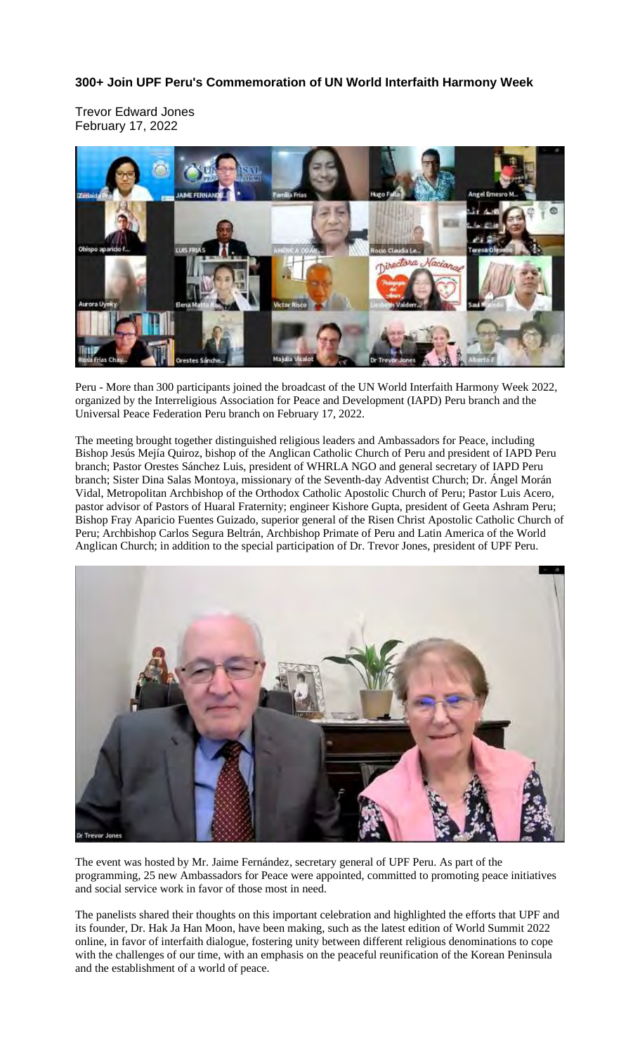**300+ Join UPF Peru's Commemoration of UN World Interfaith Harmony Week**

Trevor Edward Jones
February 17, 2022

Peru - More than 300 participants joined the broadcast of the UN World Interfaith Harmony Week 2022, organized by the Interreligious Association for Peace and Development (IAPD) Peru branch and the Universal Peace Federation Peru branch on February 17, 2022.

The meeting brought together distinguished religious leaders and Ambassadors for Peace, including Bishop Jesús Mejía Quiroz, bishop of the Anglican Catholic Church of Peru and president of IAPD Peru branch; Pastor Orestes Sánchez Luis, president of WHRLA NGO and general secretary of IAPD Peru branch; Sister Dina Salas Montoya, missionary of the Seventh-day Adventist Church; Dr. Ángel Morán Vidal, Metropolitan Archbishop of the Orthodox Catholic Apostolic Church of Peru; Pastor Luis Acero, pastor advisor of Pastors of Huaral Fraternity; engineer Kishore Gupta, president of Geeta Ashram Peru; Bishop Fray Aparicio Fuentes Guizado, superior general of the Risen Christ Apostolic Catholic Church of Peru; Archbishop Carlos Segura Beltrán, Archbishop Primate of Peru and Latin America of the World Anglican Church; in addition to the special participation of Dr. Trevor Jones, president of UPF Peru.

The event was hosted by Mr. Jaime Fernández, secretary general of UPF Peru. As part of the programming, 25 new Ambassadors for Peace were appointed, committed to promoting peace initiatives and social service work in favor of those most in need.

The panelists shared their thoughts on this important celebration and highlighted the efforts that UPF and its founder, Dr. Hak Ja Han Moon, have been making, such as the latest edition of World Summit 2022 online, in favor of interfaith dialogue, fostering unity between different religious denominations to cope with the challenges of our time, with an emphasis on the peaceful reunification of the Korean Peninsula and the establishment of a world of peace.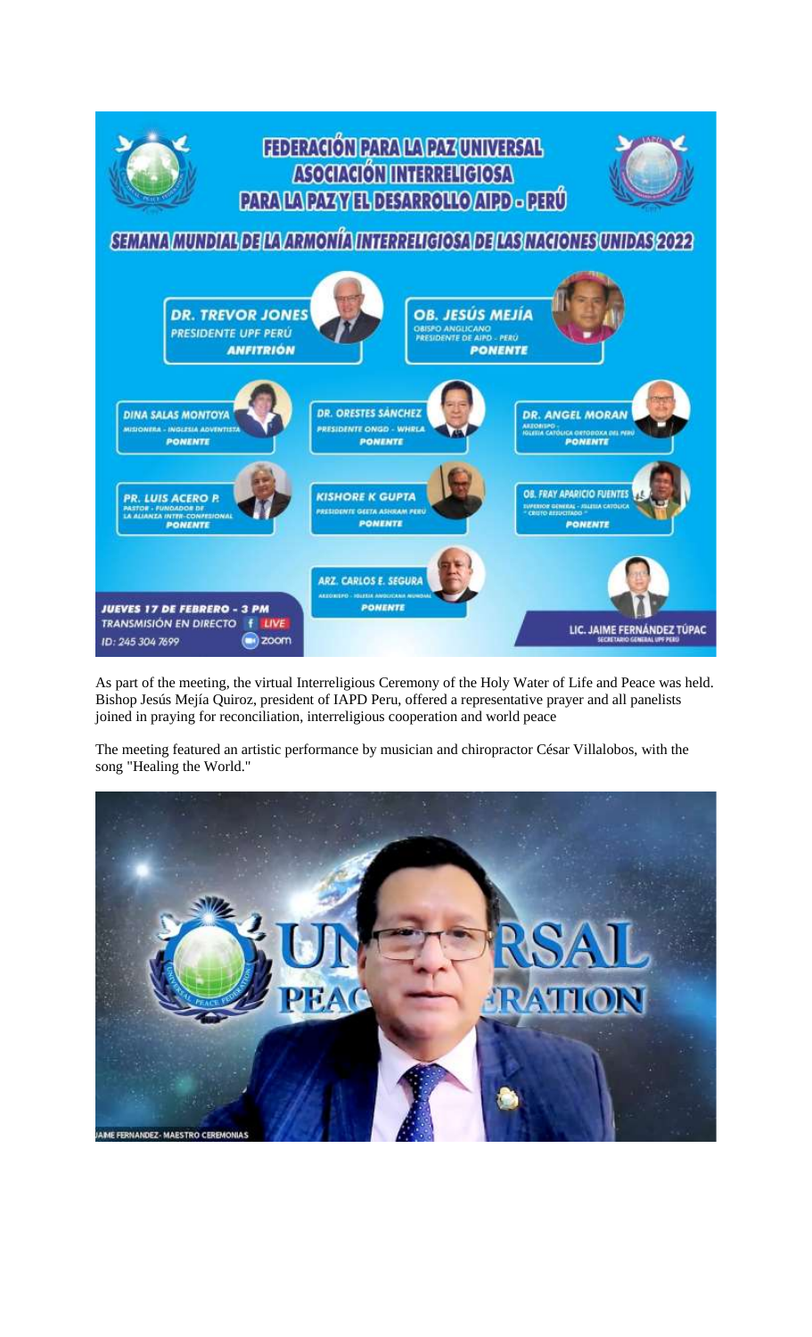As part of the meeting, the virtual Interreligious Ceremony of the Holy Water of Life and Peace was held. Bishop Jesús Mejía Quiroz, president of IAPD Peru, offered a representative prayer and all panelists joined in praying for reconciliation, interreligious cooperation and world peace

The meeting featured an artistic performance by musician and chiropractor César Villalobos, with the song "Healing the World."